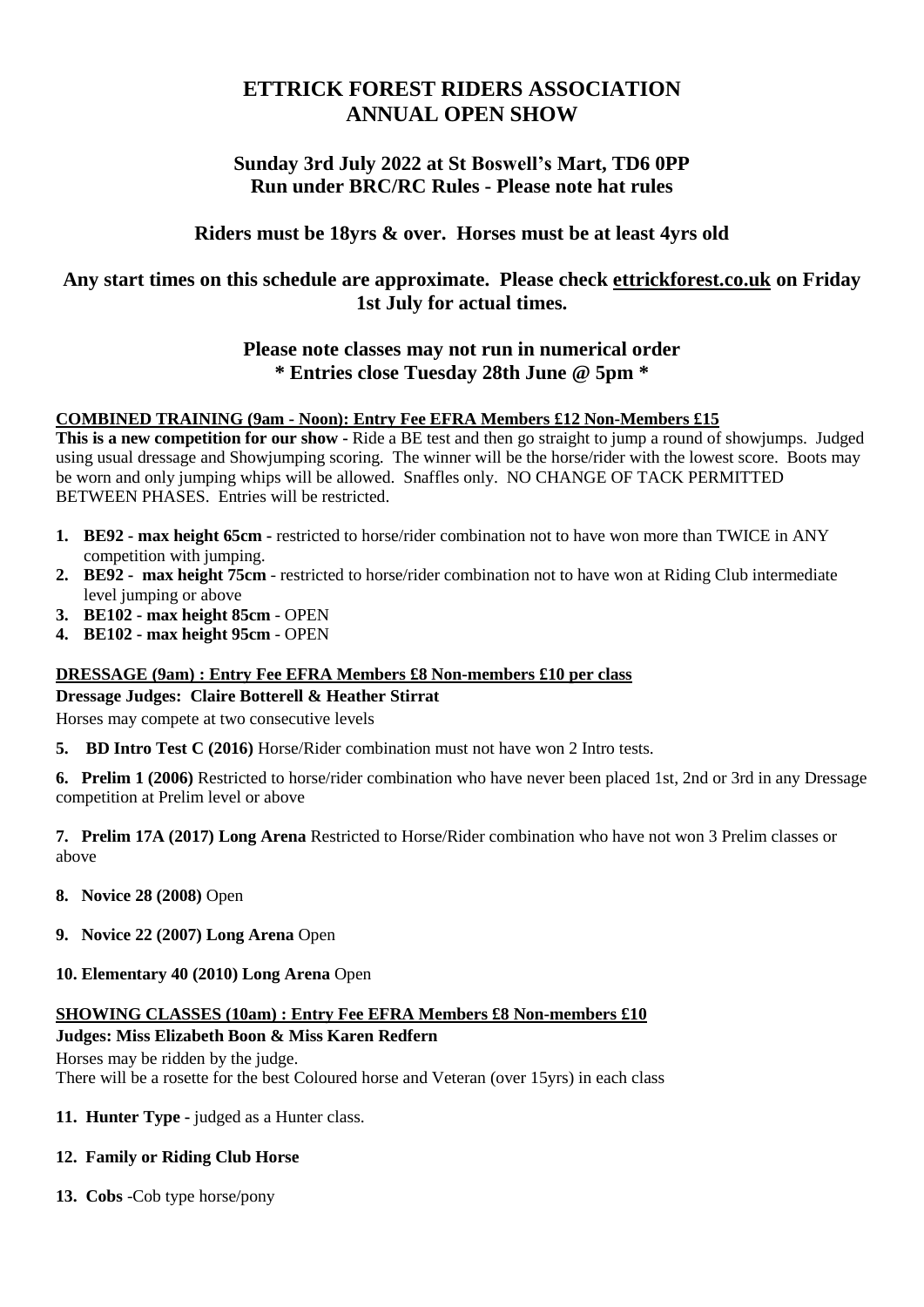# ETTRICK FOREST RIDERS ASSOCIATION
# ANNUAL OPEN SHOW

## Sunday 3rd July 2022 at St Boswell's Mart, TD6 0PP
## Run under BRC/RC Rules - Please note hat rules

## Riders must be 18yrs & over. Horses must be at least 4yrs old

## Any start times on this schedule are approximate. Please check ettrickforest.co.uk on Friday 1st July for actual times.

## Please note classes may not run in numerical order
## * Entries close Tuesday 28th June @ 5pm *

**COMBINED TRAINING (9am - Noon): Entry Fee EFRA Members £12 Non-Members £15**

**This is a new competition for our show -** Ride a BE test and then go straight to jump a round of showjumps. Judged using usual dressage and Showjumping scoring. The winner will be the horse/rider with the lowest score. Boots may be worn and only jumping whips will be allowed. Snaffles only. NO CHANGE OF TACK PERMITTED BETWEEN PHASES. Entries will be restricted.

1. **BE92 - max height 65cm -** restricted to horse/rider combination not to have won more than TWICE in ANY competition with jumping.
2. **BE92 - max height 75cm** - restricted to horse/rider combination not to have won at Riding Club intermediate level jumping or above
3. **BE102 - max height 85cm** - OPEN
4. **BE102 - max height 95cm** - OPEN

**DRESSAGE (9am) : Entry Fee EFRA Members £8 Non-members £10 per class**

**Dressage Judges: Claire Botterell & Heather Stirrat**

Horses may compete at two consecutive levels

**5. BD Intro Test C (2016)** Horse/Rider combination must not have won 2 Intro tests.

**6. Prelim 1 (2006)** Restricted to horse/rider combination who have never been placed 1st, 2nd or 3rd in any Dressage competition at Prelim level or above

**7. Prelim 17A (2017) Long Arena** Restricted to Horse/Rider combination who have not won 3 Prelim classes or above

**8. Novice 28 (2008)** Open

**9. Novice 22 (2007) Long Arena** Open

**10. Elementary 40 (2010) Long Arena** Open

**SHOWING CLASSES (10am) : Entry Fee EFRA Members £8 Non-members £10**

**Judges: Miss Elizabeth Boon & Miss Karen Redfern**

Horses may be ridden by the judge.
There will be a rosette for the best Coloured horse and Veteran (over 15yrs) in each class

**11. Hunter Type** - judged as a Hunter class.

**12. Family or Riding Club Horse**

**13. Cobs** -Cob type horse/pony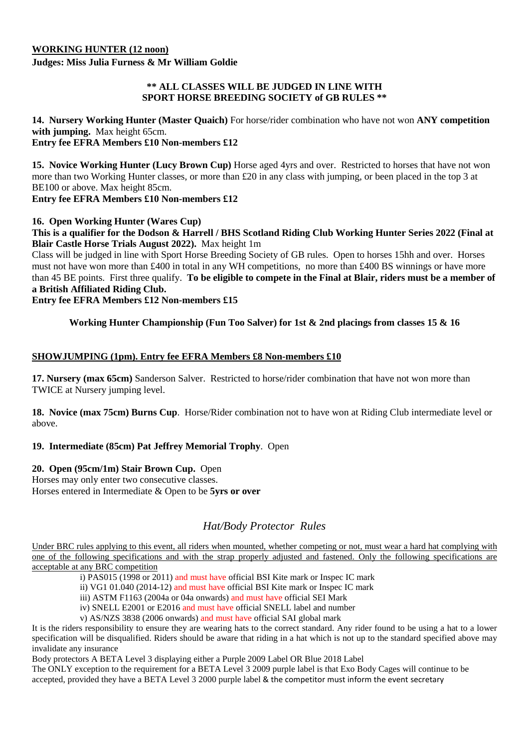**<u>WORKING HUNTER (12 noon)</u>**
**Judges: Miss Julia Furness & Mr William Goldie**

**\*\* ALL CLASSES WILL BE JUDGED IN LINE WITH SPORT HORSE BREEDING SOCIETY of GB RULES \*\***

**14. Nursery Working Hunter (Master Quaich)** For horse/rider combination who have not won **ANY competition with jumping.** Max height 65cm.
**Entry fee EFRA Members £10 Non-members £12**

**15. Novice Working Hunter (Lucy Brown Cup)** Horse aged 4yrs and over. Restricted to horses that have not won more than two Working Hunter classes, or more than £20 in any class with jumping, or been placed in the top 3 at BE100 or above. Max height 85cm.
**Entry fee EFRA Members £10 Non-members £12**

**16. Open Working Hunter (Wares Cup)**
**This is a qualifier for the Dodson & Harrell / BHS Scotland Riding Club Working Hunter Series 2022 (Final at Blair Castle Horse Trials August 2022).** Max height 1m
Class will be judged in line with Sport Horse Breeding Society of GB rules. Open to horses 15hh and over. Horses must not have won more than £400 in total in any WH competitions, no more than £400 BS winnings or have more than 45 BE points. First three qualify. **To be eligible to compete in the Final at Blair, riders must be a member of a British Affiliated Riding Club.**
**Entry fee EFRA Members £12 Non-members £15**

**Working Hunter Championship (Fun Too Salver) for 1st & 2nd placings from classes 15 & 16**

**<u>SHOWJUMPING (1pm). Entry fee EFRA Members £8 Non-members £10</u>**

**17. Nursery (max 65cm)** Sanderson Salver. Restricted to horse/rider combination that have not won more than TWICE at Nursery jumping level.

**18. Novice (max 75cm) Burns Cup**. Horse/Rider combination not to have won at Riding Club intermediate level or above.

**19. Intermediate (85cm) Pat Jeffrey Memorial Trophy**. Open

**20. Open (95cm/1m) Stair Brown Cup.** Open
Horses may only enter two consecutive classes.
Horses entered in Intermediate & Open to be **5yrs or over**

## *Hat/Body Protector Rules*

<u>Under BRC rules applying to this event, all riders when mounted, whether competing or not, must wear a hard hat complying with one of the following specifications and with the strap properly adjusted and fastened. Only the following specifications are acceptable at any BRC competition</u>

i) PAS015 (1998 or 2011) and must have official BSI Kite mark or Inspec IC mark
ii) VG1 01.040 (2014-12) and must have official BSI Kite mark or Inspec IC mark
iii) ASTM F1163 (2004a or 04a onwards) and must have official SEI Mark
iv) SNELL E2001 or E2016 and must have official SNELL label and number
v) AS/NZS 3838 (2006 onwards) and must have official SAI global mark

It is the riders responsibility to ensure they are wearing hats to the correct standard. Any rider found to be using a hat to a lower specification will be disqualified. Riders should be aware that riding in a hat which is not up to the standard specified above may invalidate any insurance

Body protectors A BETA Level 3 displaying either a Purple 2009 Label OR Blue 2018 Label

The ONLY exception to the requirement for a BETA Level 3 2009 purple label is that Exo Body Cages will continue to be accepted, provided they have a BETA Level 3 2000 purple label & the competitor must inform the event secretary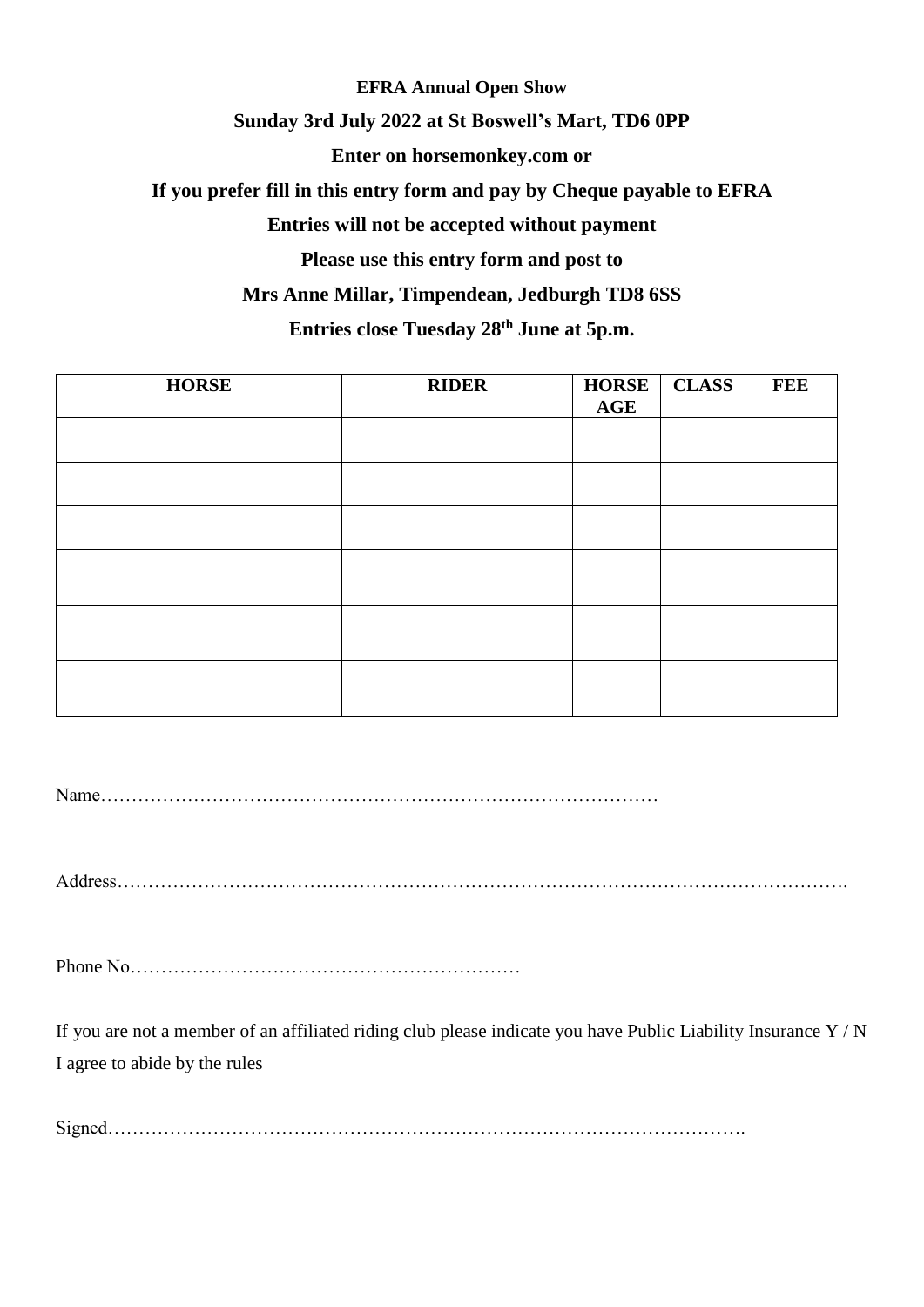**EFRA Annual Open Show**

**Sunday 3rd July 2022 at St Boswell's Mart, TD6 0PP**

**Enter on horsemonkey.com or**

**If you prefer fill in this entry form and pay by Cheque payable to EFRA**

**Entries will not be accepted without payment**

**Please use this entry form and post to**

**Mrs Anne Millar, Timpendean, Jedburgh TD8 6SS**

**Entries close Tuesday 28th June at 5p.m.**

| HORSE | RIDER | HORSE AGE | CLASS | FEE |
|---|---|---|---|---|
| | | | | |
| | | | | |
| | | | | |
| | | | | |
| | | | | |
| | | | | |

Name………………………………………………………………………………

Address……………………………………………………………………………………………………….

Phone No………………………………………………………

If you are not a member of an affiliated riding club please indicate you have Public Liability Insurance Y / N
I agree to abide by the rules

Signed……………………………………………………………………………………….